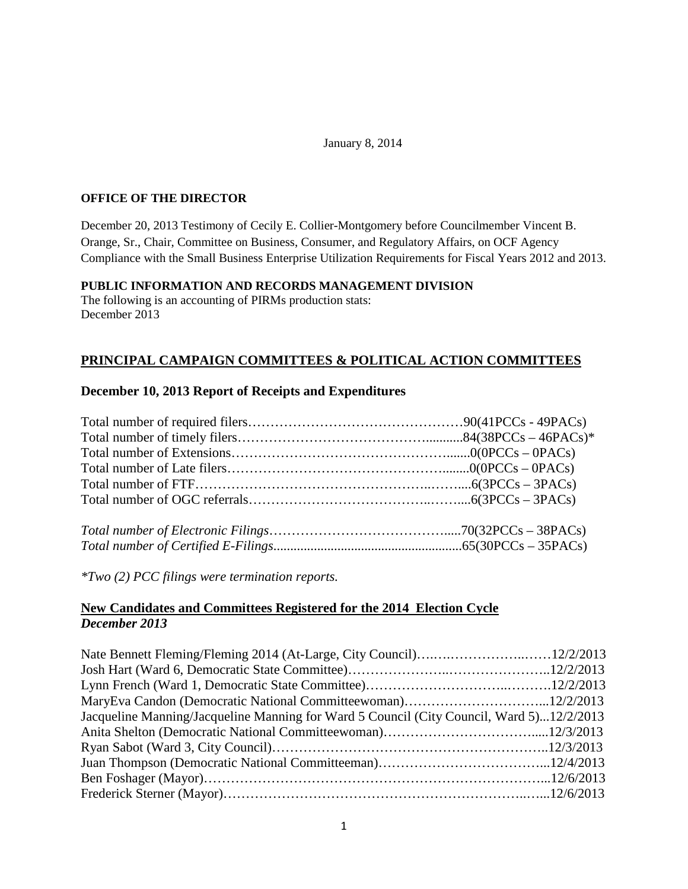January 8, 2014

**OFFICE OF THE DIRECTOR**

December 20, 2013 Testimony of Cecily E. Collier-Montgomery before Councilmember Vincent B. Orange, Sr., Chair, Committee on Business, Consumer, and Regulatory Affairs, on OCF Agency Compliance with the Small Business Enterprise Utilization Requirements for Fiscal Years 2012 and 2013.

**PUBLIC INFORMATION AND RECORDS MANAGEMENT DIVISION**
The following is an accounting of PIRMs production stats:
December 2013

## PRINCIPAL CAMPAIGN COMMITTEES & POLITICAL ACTION COMMITTEES

### December 10, 2013 Report of Receipts and Expenditures

Total number of required filers…………………………………………90(41PCCs - 49PACs)
Total number of timely filers………………………………………..........84(38PCCs – 46PACs)*
Total number of Extensions……………………………………….......0(0PCCs – 0PACs)
Total number of Late filers………………………………………........0(0PCCs – 0PACs)
Total number of FTF……………………………………………..…....6(3PCCs – 3PACs)
Total number of OGC referrals…………………………………..……....6(3PCCs – 3PACs)

*Total number of Electronic Filings*…………………………………......70(32PCCs – 38PACs)
*Total number of Certified E-Filings*......................................................65(30PCCs – 35PACs)

*\*Two (2) PCC filings were termination reports.*

### New Candidates and Committees Registered for the 2014 Election Cycle
***December 2013***

Nate Bennett Fleming/Fleming 2014 (At-Large, City Council)…..….……………..……12/2/2013
Josh Hart (Ward 6, Democratic State Committee)…………………..…………………..12/2/2013
Lynn French (Ward 1, Democratic State Committee)…………….………….…..……….12/2/2013
MaryEva Candon (Democratic National Committeewoman)…………………………...12/2/2013
Jacqueline Manning/Jacqueline Manning for Ward 5 Council (City Council, Ward 5)...12/2/2013
Anita Shelton (Democratic National Committeewoman)…………………………….....12/3/2013
Ryan Sabot (Ward 3, City Council)……………………………………………………..12/3/2013
Juan Thompson (Democratic National Committeeman)………………………………...12/4/2013
Ben Foshager (Mayor)…………………………………………………………………...12/6/2013
Frederick Sterner (Mayor)…………………………………………………………..…...12/6/2013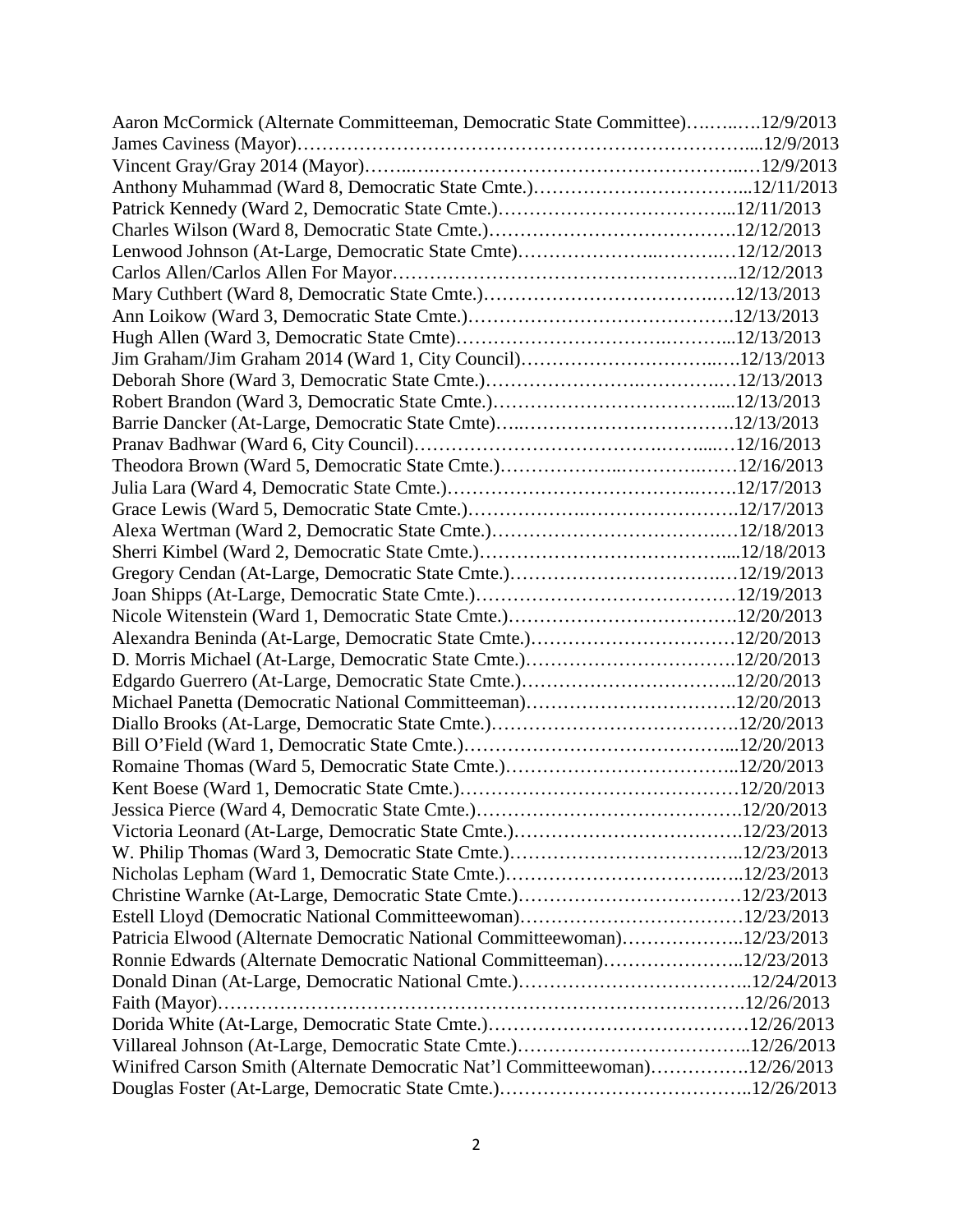Aaron McCormick (Alternate Committeeman, Democratic State Committee)……..….12/9/2013
James Caviness (Mayor)…………………………………………………………….....12/9/2013
Vincent Gray/Gray 2014 (Mayor)……..….……………………………………...…12/9/2013
Anthony Muhammad (Ward 8, Democratic State Cmte.)……………………………...12/11/2013
Patrick Kennedy (Ward 2, Democratic State Cmte.)………………………………...12/11/2013
Charles Wilson (Ward 8, Democratic State Cmte.)…………………………………12/12/2013
Lenwood Johnson (At-Large, Democratic State Cmte)…………………...……….…12/12/2013
Carlos Allen/Carlos Allen For Mayor………………………………………………..12/12/2013
Mary Cuthbert (Ward 8, Democratic State Cmte.)………………………………….….12/13/2013
Ann Loikow (Ward 3, Democratic State Cmte.)…………………………………….12/13/2013
Hugh Allen (Ward 3, Democratic State Cmte)……………………………….………...12/13/2013
Jim Graham/Jim Graham 2014 (Ward 1, City Council)…………………………..….12/13/2013
Deborah Shore (Ward 3, Democratic State Cmte.)…………………….…………..…12/13/2013
Robert Brandon (Ward 3, Democratic State Cmte.)………………………………....12/13/2013
Barrie Dancker (At-Large, Democratic State Cmte)…..…………………………….12/13/2013
Pranav Badhwar (Ward 6, City Council)……………………………….……....…12/16/2013
Theodora Brown (Ward 5, Democratic State Cmte.)………………..……….……12/16/2013
Julia Lara (Ward 4, Democratic State Cmte.)………………………………….…….12/17/2013
Grace Lewis (Ward 5, Democratic State Cmte.)……………….…………………….12/17/2013
Alexa Wertman (Ward 2, Democratic State Cmte.)……………………………….…12/18/2013
Sherri Kimbel (Ward 2, Democratic State Cmte.)…………………………………....12/18/2013
Gregory Cendan (At-Large, Democratic State Cmte.)……………………………..…12/19/2013
Joan Shipps (At-Large, Democratic State Cmte.)……………….…………………12/19/2013
Nicole Witenstein (Ward 1, Democratic State Cmte.)……………………………….12/20/2013
Alexandra Beninda (At-Large, Democratic State Cmte.)……………………………12/20/2013
D. Morris Michael (At-Large, Democratic State Cmte.)…………………………….12/20/2013
Edgardo Guerrero (At-Large, Democratic State Cmte.)……………………………..12/20/2013
Michael Panetta (Democratic National Committeeman)…………………………….12/20/2013
Diallo Brooks (At-Large, Democratic State Cmte.)………………………………….12/20/2013
Bill O'Field (Ward 1, Democratic State Cmte.)……………………………………...12/20/2013
Romaine Thomas (Ward 5, Democratic State Cmte.)………………………………..12/20/2013
Kent Boese (Ward 1, Democratic State Cmte.)………………………………………12/20/2013
Jessica Pierce (Ward 4, Democratic State Cmte.)…………………………………….12/20/2013
Victoria Leonard (At-Large, Democratic State Cmte.)……………………………….12/23/2013
W. Philip Thomas (Ward 3, Democratic State Cmte.)………………………………..12/23/2013
Nicholas Lepham (Ward 1, Democratic State Cmte.)…………………………..…...12/23/2013
Christine Warnke (At-Large, Democratic State Cmte.)………………………………12/23/2013
Estell Lloyd (Democratic National Committeewoman)………………………………12/23/2013
Patricia Elwood (Alternate Democratic National Committeewoman)………………..12/23/2013
Ronnie Edwards (Alternate Democratic National Committeeman)…………………..12/23/2013
Donald Dinan (At-Large, Democratic National Cmte.)………………………………..12/24/2013
Faith (Mayor)………………………………………………………………………….12/26/2013
Dorida White (At-Large, Democratic State Cmte.)……………………………………12/26/2013
Villareal Johnson (At-Large, Democratic State Cmte.)………………………………..12/26/2013
Winifred Carson Smith (Alternate Democratic Nat'l Committeewoman)…………….12/26/2013
Douglas Foster (At-Large, Democratic State Cmte.)………………………………..12/26/2013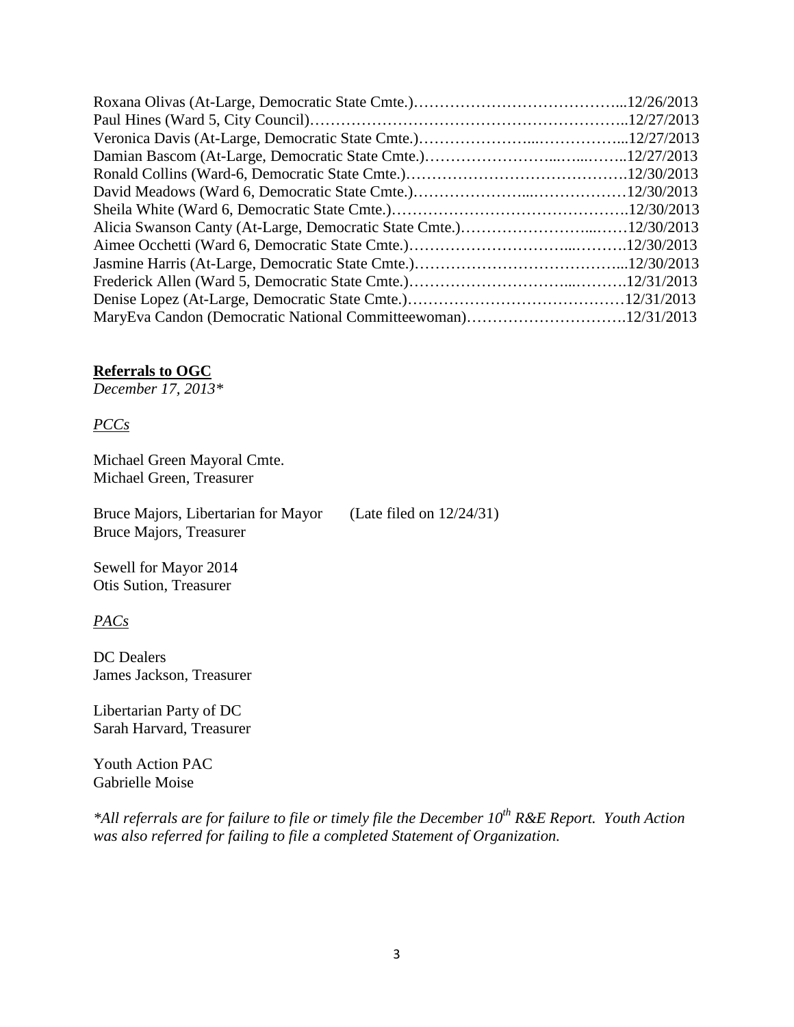Roxana Olivas (At-Large, Democratic State Cmte.)…………………………………...12/26/2013
Paul Hines (Ward 5, City Council)……………………………………………………..12/27/2013
Veronica Davis (At-Large, Democratic State Cmte.)…………………...……………...12/27/2013
Damian Bascom (At-Large, Democratic State Cmte.)…………………...…...……..12/27/2013
Ronald Collins (Ward-6, Democratic State Cmte.)…………………………………….12/30/2013
David Meadows (Ward 6, Democratic State Cmte.)…………………...………………12/30/2013
Sheila White (Ward 6, Democratic State Cmte.)……………………………………….12/30/2013
Alicia Swanson Canty (At-Large, Democratic State Cmte.)……………………...……12/30/2013
Aimee Occhetti (Ward 6, Democratic State Cmte.)…………………………...……….12/30/2013
Jasmine Harris (At-Large, Democratic State Cmte.)…………………………………...12/30/2013
Frederick Allen (Ward 5, Democratic State Cmte.)…………………………...……….12/31/2013
Denise Lopez (At-Large, Democratic State Cmte.)……………………………………12/31/2013
MaryEva Candon (Democratic National Committeewoman)………………………….12/31/2013

**Referrals to OGC**

*December 17, 2013**

*PCCs*

Michael Green Mayoral Cmte.
Michael Green, Treasurer

Bruce Majors, Libertarian for Mayor (Late filed on 12/24/31)
Bruce Majors, Treasurer

Sewell for Mayor 2014
Otis Sution, Treasurer

*PACs*

DC Dealers
James Jackson, Treasurer

Libertarian Party of DC
Sarah Harvard, Treasurer

Youth Action PAC
Gabrielle Moise

**All referrals are for failure to file or timely file the December 10th R&E Report. Youth Action was also referred for failing to file a completed Statement of Organization.*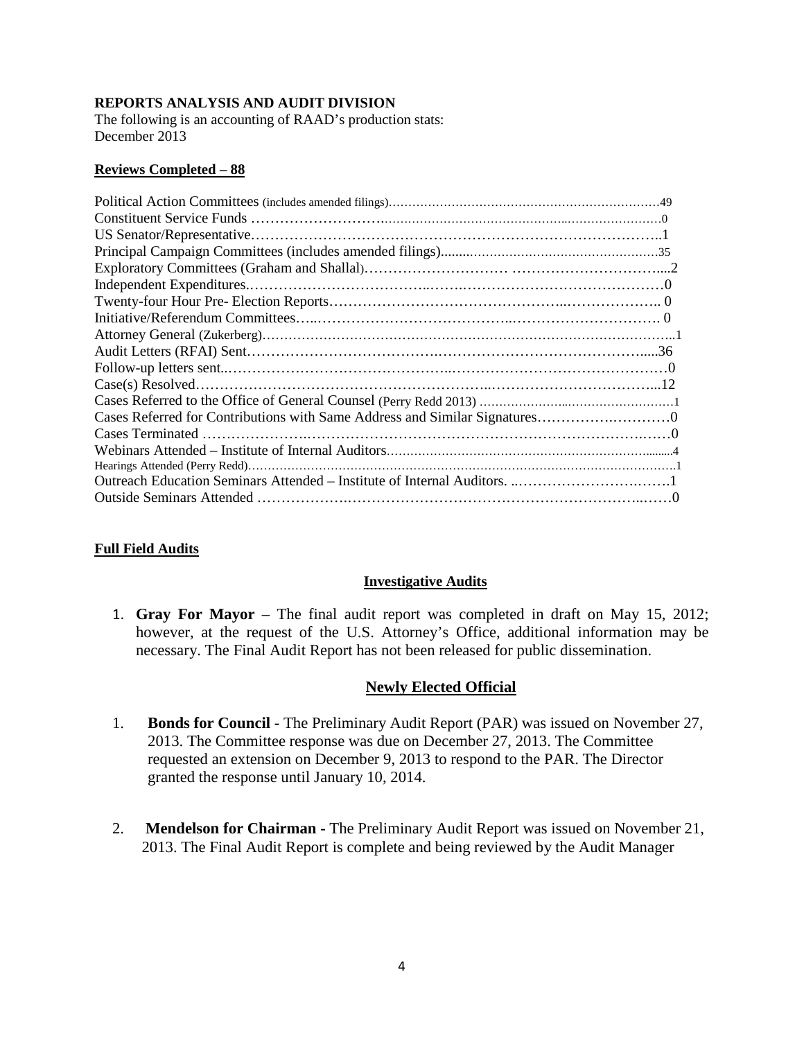**REPORTS ANALYSIS AND AUDIT DIVISION**
The following is an accounting of RAAD's production stats:
December 2013

**Reviews Completed – 88**

| | |
|---|---|
| Political Action Committees (includes amended filings) | 49 |
| Constituent Service Funds | 0 |
| US Senator/Representative | 1 |
| Principal Campaign Committees (includes amended filings) | 35 |
| Exploratory Committees (Graham and Shallal) | 2 |
| Independent Expenditures | 0 |
| Twenty-four Hour Pre- Election Reports | 0 |
| Initiative/Referendum Committees | 0 |
| Attorney General (Zukerberg) | 1 |
| Audit Letters (RFAI) Sent | 36 |
| Follow-up letters sent | 0 |
| Case(s) Resolved | 12 |
| Cases Referred to the Office of General Counsel (Perry Redd 2013) | 1 |
| Cases Referred for Contributions with Same Address and Similar Signatures | 0 |
| Cases Terminated | 0 |
| Webinars Attended – Institute of Internal Auditors | 4 |
| Hearings Attended (Perry Redd) | 1 |
| Outreach Education Seminars Attended – Institute of Internal Auditors. | 1 |
| Outside Seminars Attended | 0 |

**Full Field Audits**

**Investigative Audits**

1. **Gray For Mayor** – The final audit report was completed in draft on May 15, 2012; however, at the request of the U.S. Attorney's Office, additional information may be necessary. The Final Audit Report has not been released for public dissemination.

**Newly Elected Official**

1. **Bonds for Council -** The Preliminary Audit Report (PAR) was issued on November 27, 2013. The Committee response was due on December 27, 2013. The Committee requested an extension on December 9, 2013 to respond to the PAR. The Director granted the response until January 10, 2014.

2. **Mendelson for Chairman -** The Preliminary Audit Report was issued on November 21, 2013. The Final Audit Report is complete and being reviewed by the Audit Manager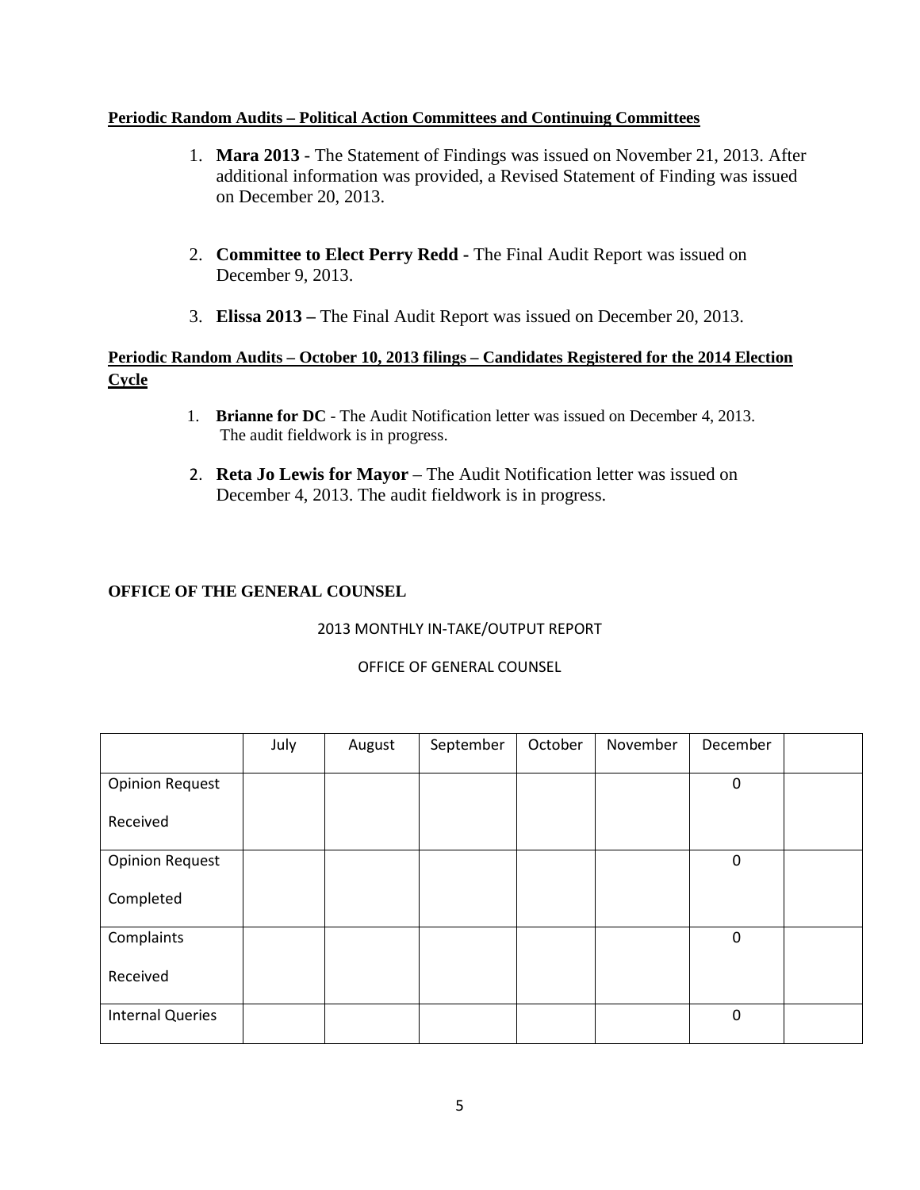**Periodic Random Audits – Political Action Committees and Continuing Committees**

1. **Mara 2013** - The Statement of Findings was issued on November 21, 2013. After additional information was provided, a Revised Statement of Finding was issued on December 20, 2013.

2. **Committee to Elect Perry Redd -** The Final Audit Report was issued on December 9, 2013.

3. **Elissa 2013 –** The Final Audit Report was issued on December 20, 2013.

**Periodic Random Audits – October 10, 2013 filings – Candidates Registered for the 2014 Election Cycle**

1. **Brianne for DC** - The Audit Notification letter was issued on December 4, 2013. The audit fieldwork is in progress.

2. **Reta Jo Lewis for Mayor** – The Audit Notification letter was issued on December 4, 2013. The audit fieldwork is in progress.

**OFFICE OF THE GENERAL COUNSEL**

2013 MONTHLY IN-TAKE/OUTPUT REPORT

OFFICE OF GENERAL COUNSEL

| | July | August | September | October | November | December | |
|---|---|---|---|---|---|---|---|
| Opinion Request Received | | | | | | 0 | |
| Opinion Request Completed | | | | | | 0 | |
| Complaints Received | | | | | | 0 | |
| Internal Queries | | | | | | 0 | |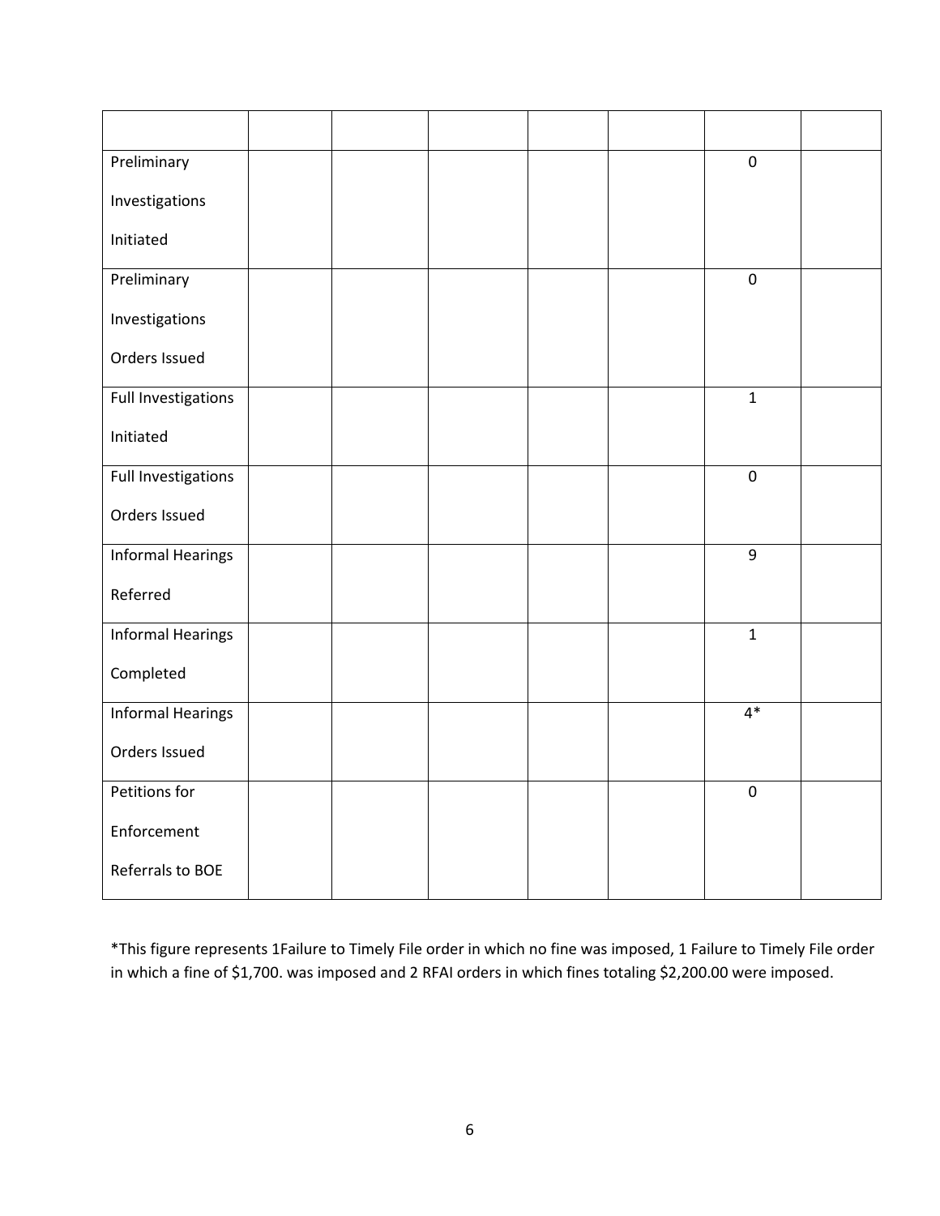| | | | | | | | |
|---|---|---|---|---|---|---|---|
| Preliminary Investigations Initiated | | | | | | 0 | |
| Preliminary Investigations Orders Issued | | | | | | 0 | |
| Full Investigations Initiated | | | | | | 1 | |
| Full Investigations Orders Issued | | | | | | 0 | |
| Informal Hearings Referred | | | | | | 9 | |
| Informal Hearings Completed | | | | | | 1 | |
| Informal Hearings Orders Issued | | | | | | 4* | |
| Petitions for Enforcement Referrals to BOE | | | | | | 0 | |

*This figure represents 1Failure to Timely File order in which no fine was imposed, 1 Failure to Timely File order in which a fine of $1,700. was imposed and 2 RFAI orders in which fines totaling $2,200.00 were imposed.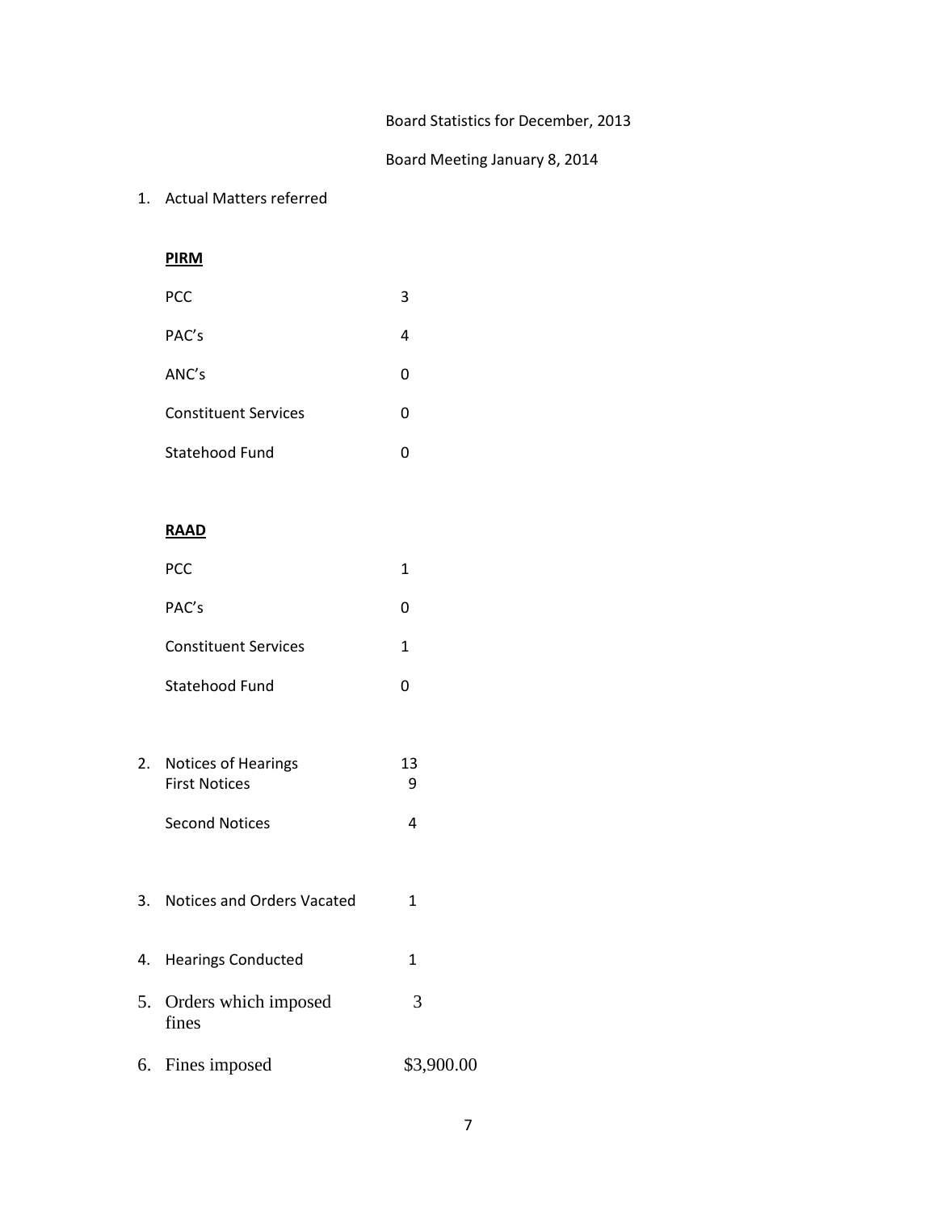Board Statistics for December, 2013

Board Meeting January 8, 2014

1. Actual Matters referred

**PIRM**

| | |
|---|---|
| PCC | 3 |
| PAC's | 4 |
| ANC's | 0 |
| Constituent Services | 0 |
| Statehood Fund | 0 |

**RAAD**

| | |
|---|---|
| PCC | 1 |
| PAC's | 0 |
| Constituent Services | 1 |
| Statehood Fund | 0 |

2. Notices of Hearings 13
   - First Notices 9
   - Second Notices 4

3. Notices and Orders Vacated 1

4. Hearings Conducted 1

5. Orders which imposed fines 3

6. Fines imposed $3,900.00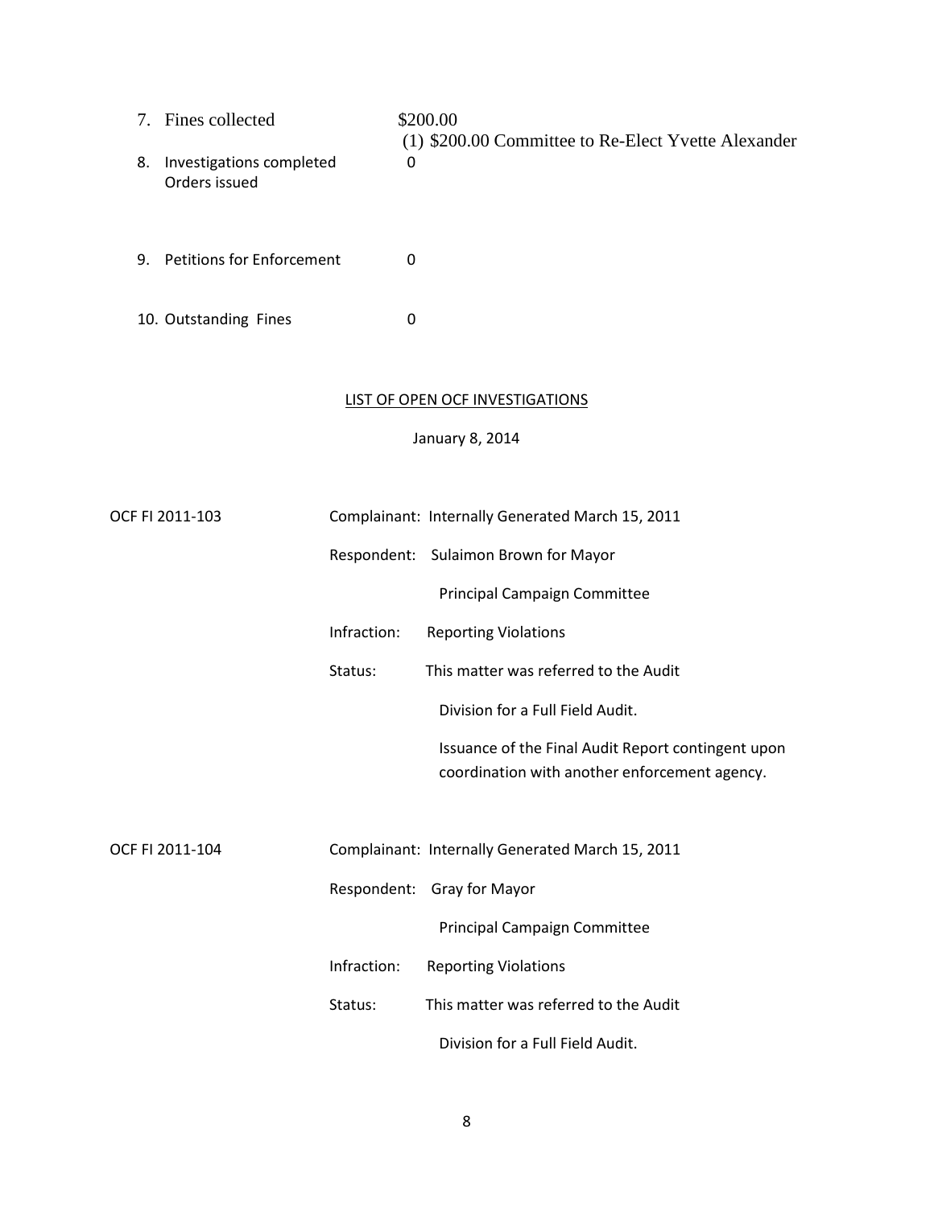7. Fines collected — $200.00
   (1) $200.00 Committee to Re-Elect Yvette Alexander
8. Investigations completed Orders issued — 0
9. Petitions for Enforcement — 0
10. Outstanding Fines — 0

## LIST OF OPEN OCF INVESTIGATIONS

January 8, 2014

**OCF FI 2011-103**

Complainant: Internally Generated March 15, 2011

Respondent: Sulaimon Brown for Mayor
Principal Campaign Committee

Infraction: Reporting Violations

Status: This matter was referred to the Audit Division for a Full Field Audit.

Issuance of the Final Audit Report contingent upon coordination with another enforcement agency.

**OCF FI 2011-104**

Complainant: Internally Generated March 15, 2011

Respondent: Gray for Mayor
Principal Campaign Committee

Infraction: Reporting Violations

Status: This matter was referred to the Audit Division for a Full Field Audit.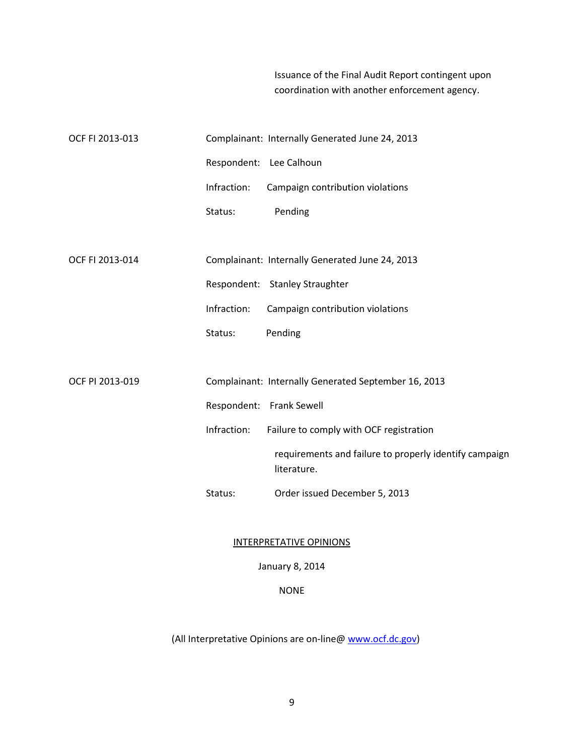Issuance of the Final Audit Report contingent upon coordination with another enforcement agency.

OCF FI 2013-013

Complainant: Internally Generated June 24, 2013

Respondent: Lee Calhoun

Infraction: Campaign contribution violations

Status: Pending

OCF FI 2013-014

Complainant: Internally Generated June 24, 2013

Respondent: Stanley Straughter

Infraction: Campaign contribution violations

Status: Pending

OCF PI 2013-019

Complainant: Internally Generated September 16, 2013

Respondent: Frank Sewell

Infraction: Failure to comply with OCF registration requirements and failure to properly identify campaign literature.

Status: Order issued December 5, 2013

<u>INTERPRETATIVE OPINIONS</u>

January 8, 2014

NONE

(All Interpretative Opinions are on-line@ www.ocf.dc.gov)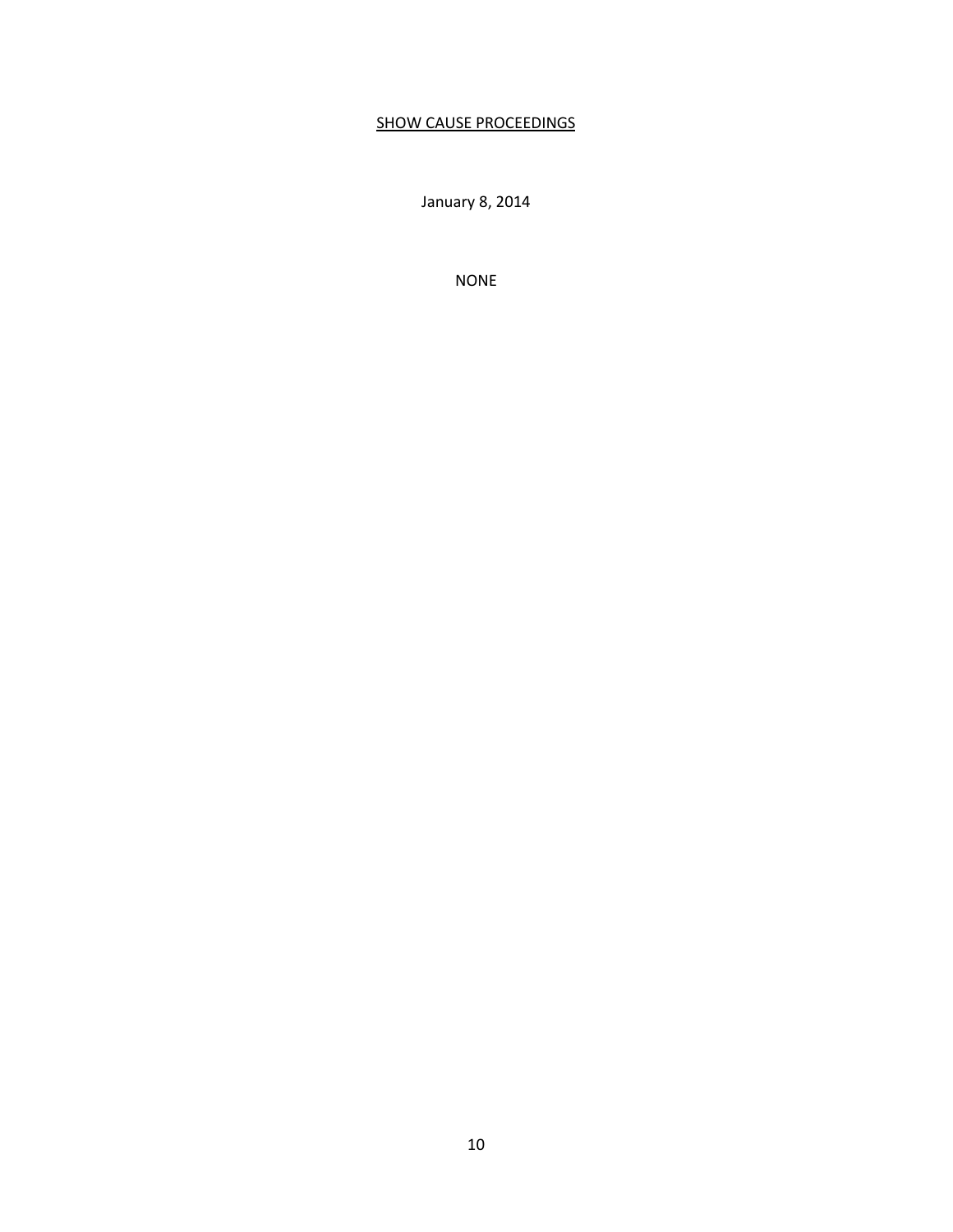## SHOW CAUSE PROCEEDINGS

January 8, 2014

NONE